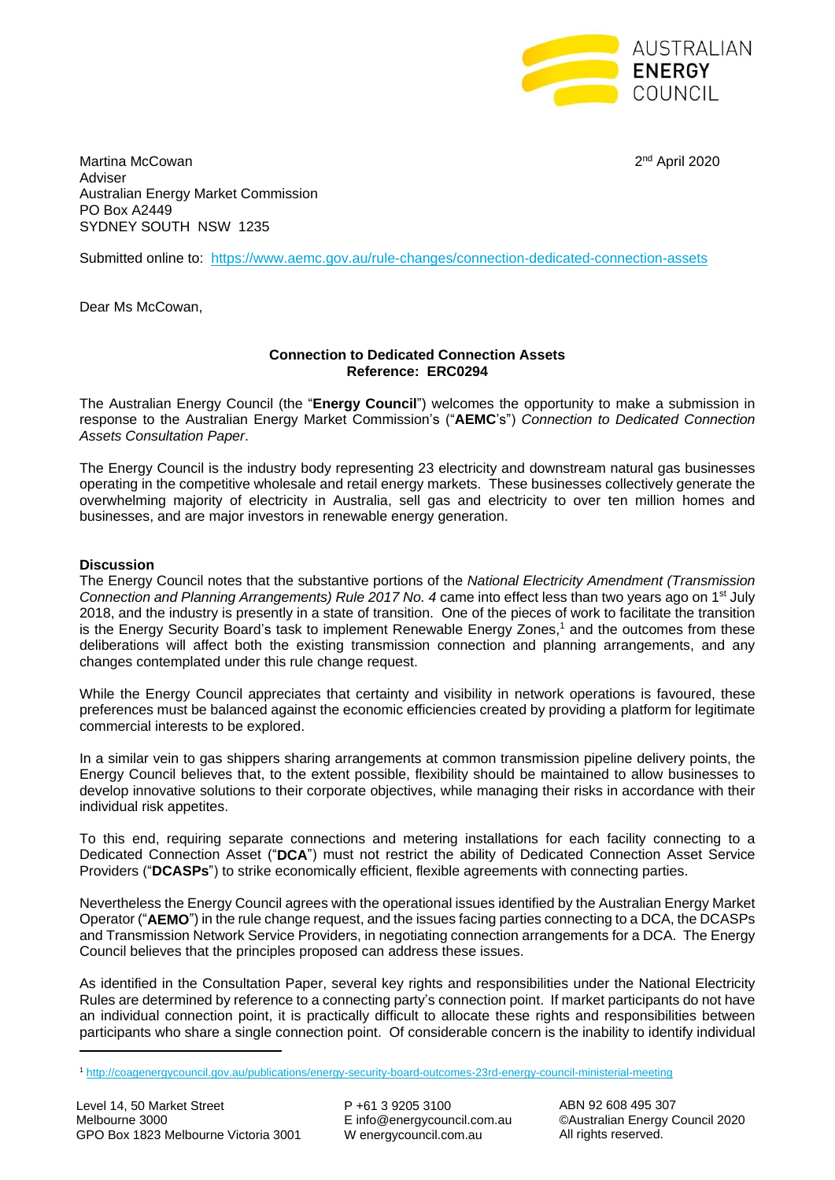AUSTRALIAN
**ENERGY**
COUNCIL

Martina McCowan
Adviser
Australian Energy Market Commission
PO Box A2449
SYDNEY SOUTH NSW 1235

2nd April 2020

Submitted online to: https://www.aemc.gov.au/rule-changes/connection-dedicated-connection-assets

Dear Ms McCowan,

**Connection to Dedicated Connection Assets**
**Reference: ERC0294**

The Australian Energy Council (the "**Energy Council**") welcomes the opportunity to make a submission in response to the Australian Energy Market Commission's ("**AEMC**'s") *Connection to Dedicated Connection Assets Consultation Paper*.

The Energy Council is the industry body representing 23 electricity and downstream natural gas businesses operating in the competitive wholesale and retail energy markets. These businesses collectively generate the overwhelming majority of electricity in Australia, sell gas and electricity to over ten million homes and businesses, and are major investors in renewable energy generation.

**Discussion**

The Energy Council notes that the substantive portions of the *National Electricity Amendment (Transmission Connection and Planning Arrangements) Rule 2017 No. 4* came into effect less than two years ago on 1st July 2018, and the industry is presently in a state of transition. One of the pieces of work to facilitate the transition is the Energy Security Board's task to implement Renewable Energy Zones,[1] and the outcomes from these deliberations will affect both the existing transmission connection and planning arrangements, and any changes contemplated under this rule change request.

While the Energy Council appreciates that certainty and visibility in network operations is favoured, these preferences must be balanced against the economic efficiencies created by providing a platform for legitimate commercial interests to be explored.

In a similar vein to gas shippers sharing arrangements at common transmission pipeline delivery points, the Energy Council believes that, to the extent possible, flexibility should be maintained to allow businesses to develop innovative solutions to their corporate objectives, while managing their risks in accordance with their individual risk appetites.

To this end, requiring separate connections and metering installations for each facility connecting to a Dedicated Connection Asset ("**DCA**") must not restrict the ability of Dedicated Connection Asset Service Providers ("**DCASPs**") to strike economically efficient, flexible agreements with connecting parties.

Nevertheless the Energy Council agrees with the operational issues identified by the Australian Energy Market Operator ("**AEMO**") in the rule change request, and the issues facing parties connecting to a DCA, the DCASPs and Transmission Network Service Providers, in negotiating connection arrangements for a DCA. The Energy Council believes that the principles proposed can address these issues.

As identified in the Consultation Paper, several key rights and responsibilities under the National Electricity Rules are determined by reference to a connecting party's connection point. If market participants do not have an individual connection point, it is practically difficult to allocate these rights and responsibilities between participants who share a single connection point. Of considerable concern is the inability to identify individual

[1] http://coagenergycouncil.gov.au/publications/energy-security-board-outcomes-23rd-energy-council-ministerial-meeting

Level 14, 50 Market Street
Melbourne 3000
GPO Box 1823 Melbourne Victoria 3001

P +61 3 9205 3100
E info@energycouncil.com.au
W energycouncil.com.au

ABN 92 608 495 307
©Australian Energy Council 2020
All rights reserved.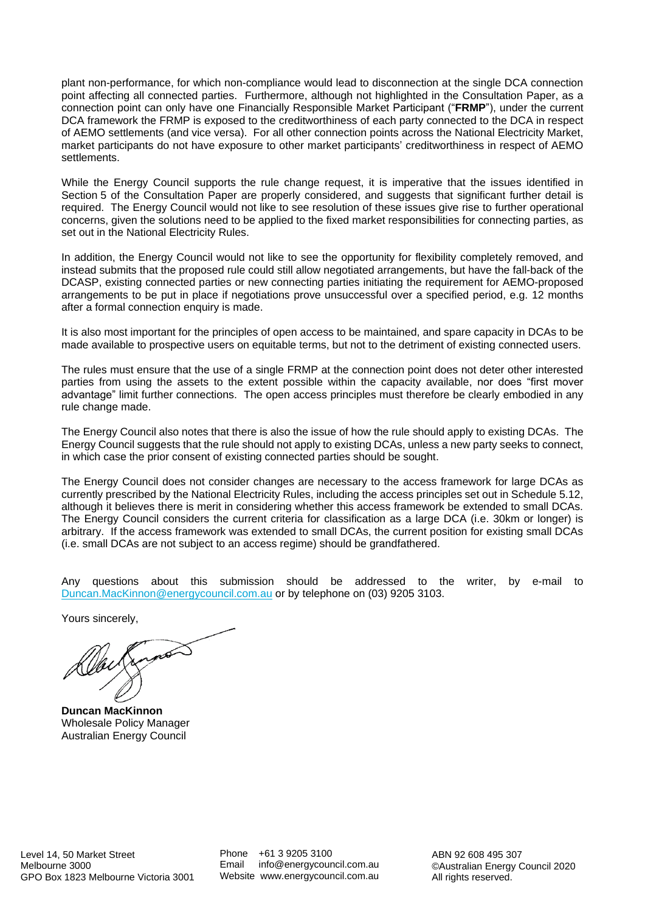plant non-performance, for which non-compliance would lead to disconnection at the single DCA connection point affecting all connected parties. Furthermore, although not highlighted in the Consultation Paper, as a connection point can only have one Financially Responsible Market Participant ("**FRMP**"), under the current DCA framework the FRMP is exposed to the creditworthiness of each party connected to the DCA in respect of AEMO settlements (and vice versa). For all other connection points across the National Electricity Market, market participants do not have exposure to other market participants' creditworthiness in respect of AEMO settlements.

While the Energy Council supports the rule change request, it is imperative that the issues identified in Section 5 of the Consultation Paper are properly considered, and suggests that significant further detail is required. The Energy Council would not like to see resolution of these issues give rise to further operational concerns, given the solutions need to be applied to the fixed market responsibilities for connecting parties, as set out in the National Electricity Rules.

In addition, the Energy Council would not like to see the opportunity for flexibility completely removed, and instead submits that the proposed rule could still allow negotiated arrangements, but have the fall-back of the DCASP, existing connected parties or new connecting parties initiating the requirement for AEMO-proposed arrangements to be put in place if negotiations prove unsuccessful over a specified period, e.g. 12 months after a formal connection enquiry is made.

It is also most important for the principles of open access to be maintained, and spare capacity in DCAs to be made available to prospective users on equitable terms, but not to the detriment of existing connected users.

The rules must ensure that the use of a single FRMP at the connection point does not deter other interested parties from using the assets to the extent possible within the capacity available, nor does "first mover advantage" limit further connections. The open access principles must therefore be clearly embodied in any rule change made.

The Energy Council also notes that there is also the issue of how the rule should apply to existing DCAs. The Energy Council suggests that the rule should not apply to existing DCAs, unless a new party seeks to connect, in which case the prior consent of existing connected parties should be sought.

The Energy Council does not consider changes are necessary to the access framework for large DCAs as currently prescribed by the National Electricity Rules, including the access principles set out in Schedule 5.12, although it believes there is merit in considering whether this access framework be extended to small DCAs. The Energy Council considers the current criteria for classification as a large DCA (i.e. 30km or longer) is arbitrary. If the access framework was extended to small DCAs, the current position for existing small DCAs (i.e. small DCAs are not subject to an access regime) should be grandfathered.

Any questions about this submission should be addressed to the writer, by e-mail to Duncan.MacKinnon@energycouncil.com.au or by telephone on (03) 9205 3103.

Yours sincerely,

**Duncan MacKinnon**
Wholesale Policy Manager
Australian Energy Council

Level 14, 50 Market Street
Melbourne 3000
GPO Box 1823 Melbourne Victoria 3001

Phone +61 3 9205 3100
Email info@energycouncil.com.au
Website www.energycouncil.com.au

ABN 92 608 495 307
©Australian Energy Council 2020
All rights reserved.